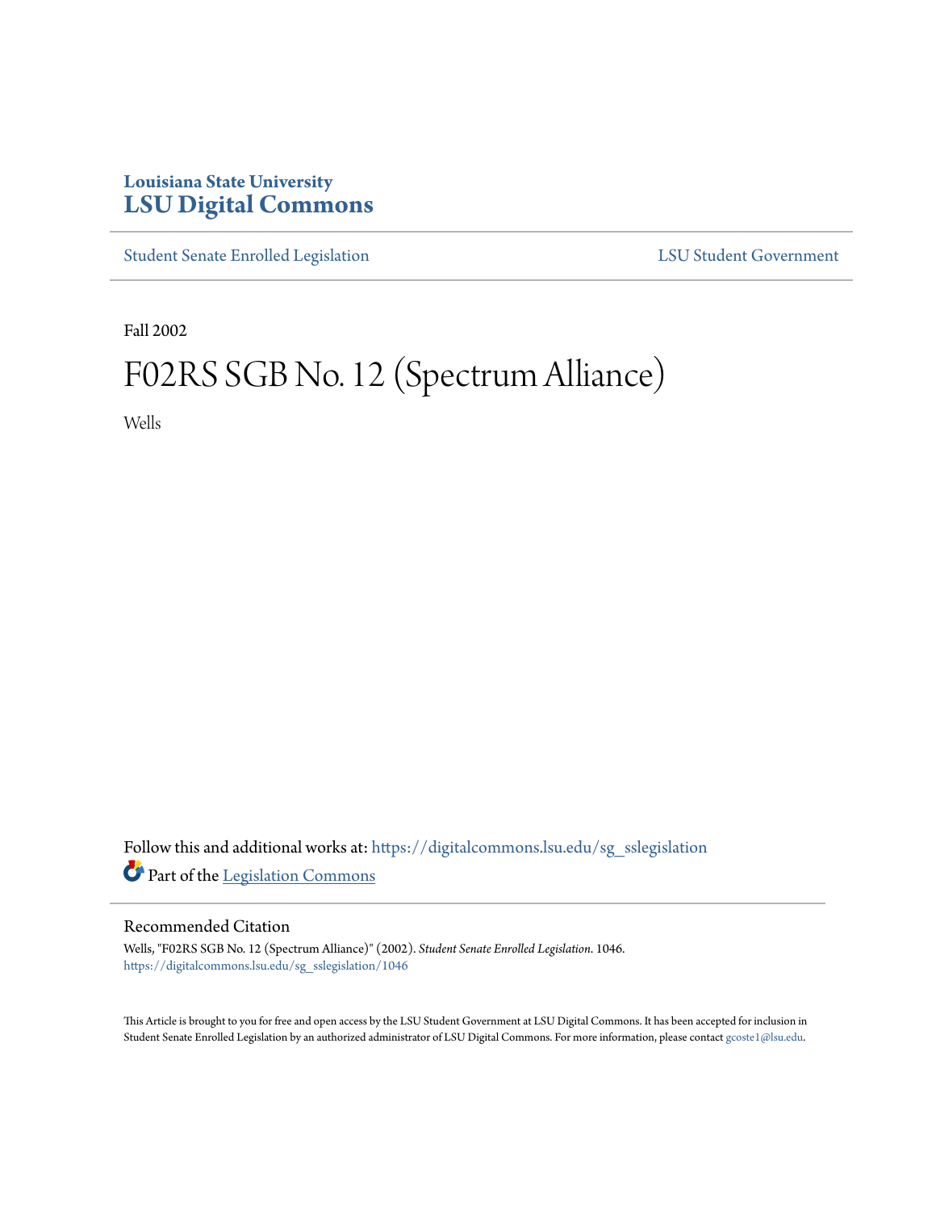Louisiana State University
# LSU Digital Commons

Student Senate Enrolled Legislation | LSU Student Government

Fall 2002

# F02RS SGB No. 12 (Spectrum Alliance)

Wells

Follow this and additional works at: https://digitalcommons.lsu.edu/sg_sslegislation

Part of the Legislation Commons

## Recommended Citation

Wells, "F02RS SGB No. 12 (Spectrum Alliance)" (2002). *Student Senate Enrolled Legislation*. 1046.
https://digitalcommons.lsu.edu/sg_sslegislation/1046

This Article is brought to you for free and open access by the LSU Student Government at LSU Digital Commons. It has been accepted for inclusion in Student Senate Enrolled Legislation by an authorized administrator of LSU Digital Commons. For more information, please contact gcoste1@lsu.edu.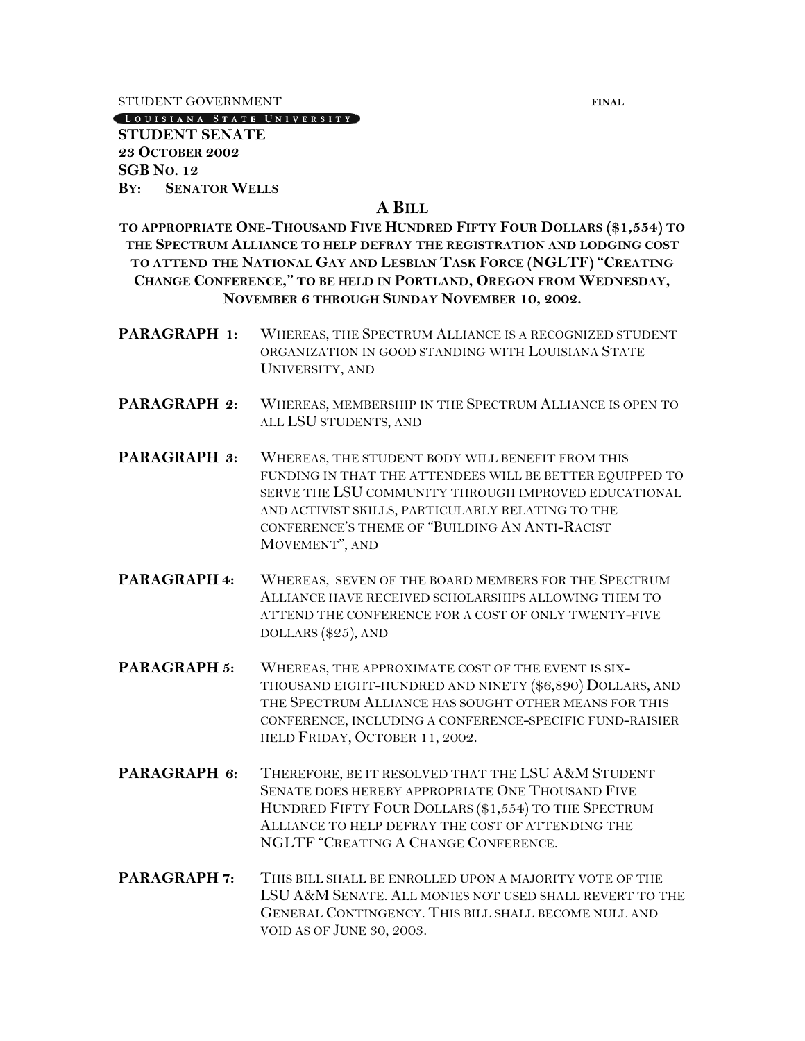STUDENT GOVERNMENT **FINAL**

LOUISIANA STATE UNIVERSITY

**STUDENT SENATE**
**23 OCTOBER 2002**
**SGB NO. 12**
**BY: SENATOR WELLS**

## A BILL

**TO APPROPRIATE ONE-THOUSAND FIVE HUNDRED FIFTY FOUR DOLLARS ($1,554) TO THE SPECTRUM ALLIANCE TO HELP DEFRAY THE REGISTRATION AND LODGING COST TO ATTEND THE NATIONAL GAY AND LESBIAN TASK FORCE (NGLTF) "CREATING CHANGE CONFERENCE," TO BE HELD IN PORTLAND, OREGON FROM WEDNESDAY, NOVEMBER 6 THROUGH SUNDAY NOVEMBER 10, 2002.**

**PARAGRAPH 1:** WHEREAS, THE SPECTRUM ALLIANCE IS A RECOGNIZED STUDENT ORGANIZATION IN GOOD STANDING WITH LOUISIANA STATE UNIVERSITY, AND

**PARAGRAPH 2:** WHEREAS, MEMBERSHIP IN THE SPECTRUM ALLIANCE IS OPEN TO ALL LSU STUDENTS, AND

**PARAGRAPH 3:** WHEREAS, THE STUDENT BODY WILL BENEFIT FROM THIS FUNDING IN THAT THE ATTENDEES WILL BE BETTER EQUIPPED TO SERVE THE LSU COMMUNITY THROUGH IMPROVED EDUCATIONAL AND ACTIVIST SKILLS, PARTICULARLY RELATING TO THE CONFERENCE'S THEME OF "BUILDING AN ANTI-RACIST MOVEMENT", AND

**PARAGRAPH 4:** WHEREAS, SEVEN OF THE BOARD MEMBERS FOR THE SPECTRUM ALLIANCE HAVE RECEIVED SCHOLARSHIPS ALLOWING THEM TO ATTEND THE CONFERENCE FOR A COST OF ONLY TWENTY-FIVE DOLLARS ($25), AND

**PARAGRAPH 5:** WHEREAS, THE APPROXIMATE COST OF THE EVENT IS SIX-THOUSAND EIGHT-HUNDRED AND NINETY ($6,890) DOLLARS, AND THE SPECTRUM ALLIANCE HAS SOUGHT OTHER MEANS FOR THIS CONFERENCE, INCLUDING A CONFERENCE-SPECIFIC FUND-RAISIER HELD FRIDAY, OCTOBER 11, 2002.

**PARAGRAPH 6:** THEREFORE, BE IT RESOLVED THAT THE LSU A&M STUDENT SENATE DOES HEREBY APPROPRIATE ONE THOUSAND FIVE HUNDRED FIFTY FOUR DOLLARS ($1,554) TO THE SPECTRUM ALLIANCE TO HELP DEFRAY THE COST OF ATTENDING THE NGLTF "CREATING A CHANGE CONFERENCE.

**PARAGRAPH 7:** THIS BILL SHALL BE ENROLLED UPON A MAJORITY VOTE OF THE LSU A&M SENATE. ALL MONIES NOT USED SHALL REVERT TO THE GENERAL CONTINGENCY. THIS BILL SHALL BECOME NULL AND VOID AS OF JUNE 30, 2003.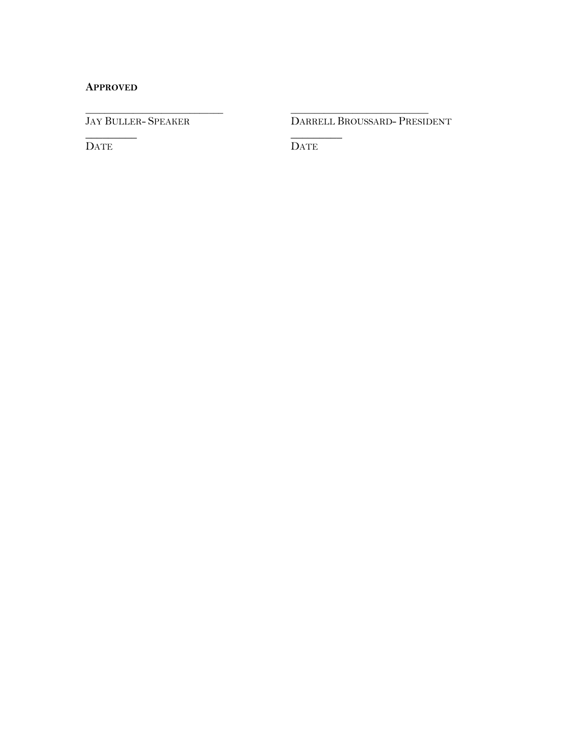**APPROVED**

\_\_\_\_\_\_\_\_\_\_\_\_\_\_\_\_\_\_\_\_\_\_\_\_\_\_
JAY BULLER- SPEAKER

\_\_\_\_\_\_\_\_\_\_
DATE

\_\_\_\_\_\_\_\_\_\_\_\_\_\_\_\_\_\_\_\_\_\_\_\_\_\_
DARRELL BROUSSARD- PRESIDENT

\_\_\_\_\_\_\_\_\_\_
DATE